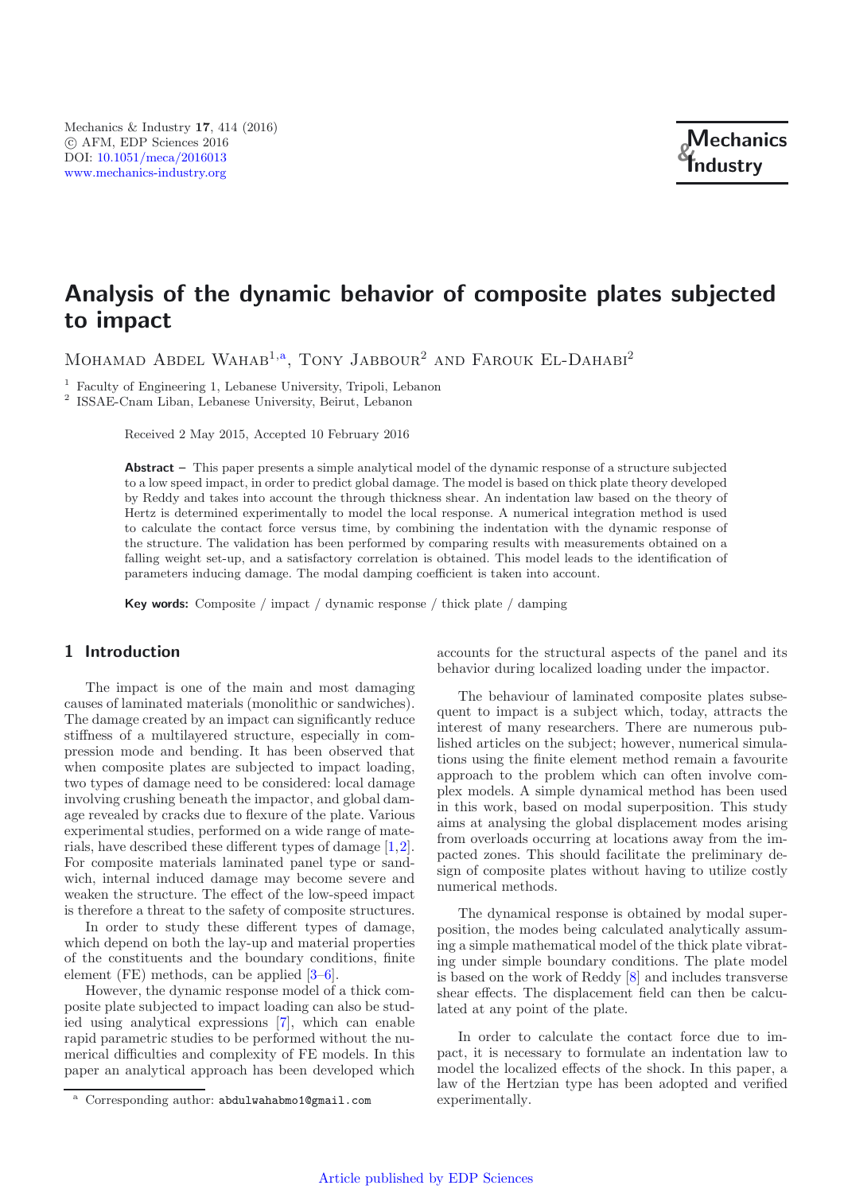# Analysis of the dynamic behavior of composite plates subjected to impact

Mohamad Abdel Wahab[1,a], Tony Jabbour[2] and Farouk El-Dahabi[2]

[1] Faculty of Engineering 1, Lebanese University, Tripoli, Lebanon
[2] ISSAE-Cnam Liban, Lebanese University, Beirut, Lebanon

Received 2 May 2015, Accepted 10 February 2016

**Abstract –** This paper presents a simple analytical model of the dynamic response of a structure subjected to a low speed impact, in order to predict global damage. The model is based on thick plate theory developed by Reddy and takes into account the through thickness shear. An indentation law based on the theory of Hertz is determined experimentally to model the local response. A numerical integration method is used to calculate the contact force versus time, by combining the indentation with the dynamic response of the structure. The validation has been performed by comparing results with measurements obtained on a falling weight set-up, and a satisfactory correlation is obtained. This model leads to the identification of parameters inducing damage. The modal damping coefficient is taken into account.

**Key words:** Composite / impact / dynamic response / thick plate / damping

## 1 Introduction

The impact is one of the main and most damaging causes of laminated materials (monolithic or sandwiches). The damage created by an impact can significantly reduce stiffness of a multilayered structure, especially in compression mode and bending. It has been observed that when composite plates are subjected to impact loading, two types of damage need to be considered: local damage involving crushing beneath the impactor, and global damage revealed by cracks due to flexure of the plate. Various experimental studies, performed on a wide range of materials, have described these different types of damage [1,2]. For composite materials laminated panel type or sandwich, internal induced damage may become severe and weaken the structure. The effect of the low-speed impact is therefore a threat to the safety of composite structures.

In order to study these different types of damage, which depend on both the lay-up and material properties of the constituents and the boundary conditions, finite element (FE) methods, can be applied [3–6].

However, the dynamic response model of a thick composite plate subjected to impact loading can also be studied using analytical expressions [7], which can enable rapid parametric studies to be performed without the numerical difficulties and complexity of FE models. In this paper an analytical approach has been developed which accounts for the structural aspects of the panel and its behavior during localized loading under the impactor.

The behaviour of laminated composite plates subsequent to impact is a subject which, today, attracts the interest of many researchers. There are numerous published articles on the subject; however, numerical simulations using the finite element method remain a favourite approach to the problem which can often involve complex models. A simple dynamical method has been used in this work, based on modal superposition. This study aims at analysing the global displacement modes arising from overloads occurring at locations away from the impacted zones. This should facilitate the preliminary design of composite plates without having to utilize costly numerical methods.

The dynamical response is obtained by modal superposition, the modes being calculated analytically assuming a simple mathematical model of the thick plate vibrating under simple boundary conditions. The plate model is based on the work of Reddy [8] and includes transverse shear effects. The displacement field can then be calculated at any point of the plate.

In order to calculate the contact force due to impact, it is necessary to formulate an indentation law to model the localized effects of the shock. In this paper, a law of the Hertzian type has been adopted and verified experimentally.

[a] Corresponding author: abdulwahabmo1@gmail.com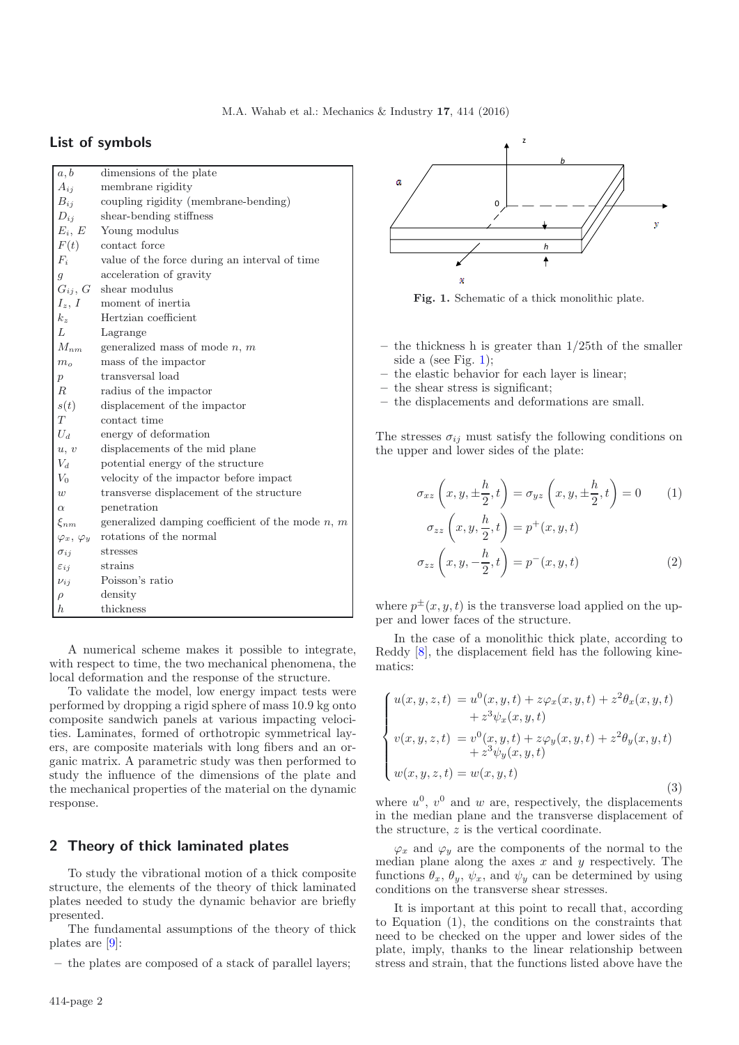## List of symbols

| | |
|---|---|
| $a, b$ | dimensions of the plate |
| $A_{ij}$ | membrane rigidity |
| $B_{ij}$ | coupling rigidity (membrane-bending) |
| $D_{ij}$ | shear-bending stiffness |
| $E_i$, $E$ | Young modulus |
| $F(t)$ | contact force |
| $F_i$ | value of the force during an interval of time |
| $g$ | acceleration of gravity |
| $G_{ij}$, $G$ | shear modulus |
| $I_z$, $I$ | moment of inertia |
| $k_z$ | Hertzian coefficient |
| $L$ | Lagrange |
| $M_{nm}$ | generalized mass of mode $n$, $m$ |
| $m_o$ | mass of the impactor |
| $p$ | transversal load |
| $R$ | radius of the impactor |
| $s(t)$ | displacement of the impactor |
| $T$ | contact time |
| $U_d$ | energy of deformation |
| $u$, $v$ | displacements of the mid plane |
| $V_d$ | potential energy of the structure |
| $V_0$ | velocity of the impactor before impact |
| $w$ | transverse displacement of the structure |
| $\alpha$ | penetration |
| $\xi_{nm}$ | generalized damping coefficient of the mode $n$, $m$ |
| $\varphi_x$, $\varphi_y$ | rotations of the normal |
| $\sigma_{ij}$ | stresses |
| $\varepsilon_{ij}$ | strains |
| $\nu_{ij}$ | Poisson's ratio |
| $\rho$ | density |
| $h$ | thickness |

A numerical scheme makes it possible to integrate, with respect to time, the two mechanical phenomena, the local deformation and the response of the structure.

To validate the model, low energy impact tests were performed by dropping a rigid sphere of mass 10.9 kg onto composite sandwich panels at various impacting velocities. Laminates, formed of orthotropic symmetrical layers, are composite materials with long fibers and an organic matrix. A parametric study was then performed to study the influence of the dimensions of the plate and the mechanical properties of the material on the dynamic response.

## 2 Theory of thick laminated plates

To study the vibrational motion of a thick composite structure, the elements of the theory of thick laminated plates needed to study the dynamic behavior are briefly presented.

The fundamental assumptions of the theory of thick plates are [9]:

- the plates are composed of a stack of parallel layers;
- the thickness h is greater than 1/25th of the smaller side a (see Fig. 1);
- the elastic behavior for each layer is linear;
- the shear stress is significant;
- the displacements and deformations are small.

**Fig. 1.** Schematic of a thick monolithic plate.

The stresses $\sigma_{ij}$ must satisfy the following conditions on the upper and lower sides of the plate:

$$\sigma_{xz}\left(x, y, \pm\frac{h}{2}, t\right) = \sigma_{yz}\left(x, y, \pm\frac{h}{2}, t\right) = 0 \qquad (1)$$

$$\sigma_{zz}\left(x, y, \frac{h}{2}, t\right) = p^{+}(x, y, t)$$
$$\sigma_{zz}\left(x, y, -\frac{h}{2}, t\right) = p^{-}(x, y, t) \qquad (2)$$

where $p^{\pm}(x, y, t)$ is the transverse load applied on the upper and lower faces of the structure.

In the case of a monolithic thick plate, according to Reddy [8], the displacement field has the following kinematics:

$$\begin{cases} u(x,y,z,t) &= u^0(x,y,t) + z\varphi_x(x,y,t) + z^2\theta_x(x,y,t) \\ &\quad + z^3\psi_x(x,y,t) \\ v(x,y,z,t) &= v^0(x,y,t) + z\varphi_y(x,y,t) + z^2\theta_y(x,y,t) \\ &\quad + z^3\psi_y(x,y,t) \\ w(x,y,z,t) &= w(x,y,t) \end{cases} \qquad (3)$$

where $u^0$, $v^0$ and $w$ are, respectively, the displacements in the median plane and the transverse displacement of the structure, $z$ is the vertical coordinate.

$\varphi_x$ and $\varphi_y$ are the components of the normal to the median plane along the axes $x$ and $y$ respectively. The functions $\theta_x$, $\theta_y$, $\psi_x$, and $\psi_y$ can be determined by using conditions on the transverse shear stresses.

It is important at this point to recall that, according to Equation (1), the conditions on the constraints that need to be checked on the upper and lower sides of the plate, imply, thanks to the linear relationship between stress and strain, that the functions listed above have the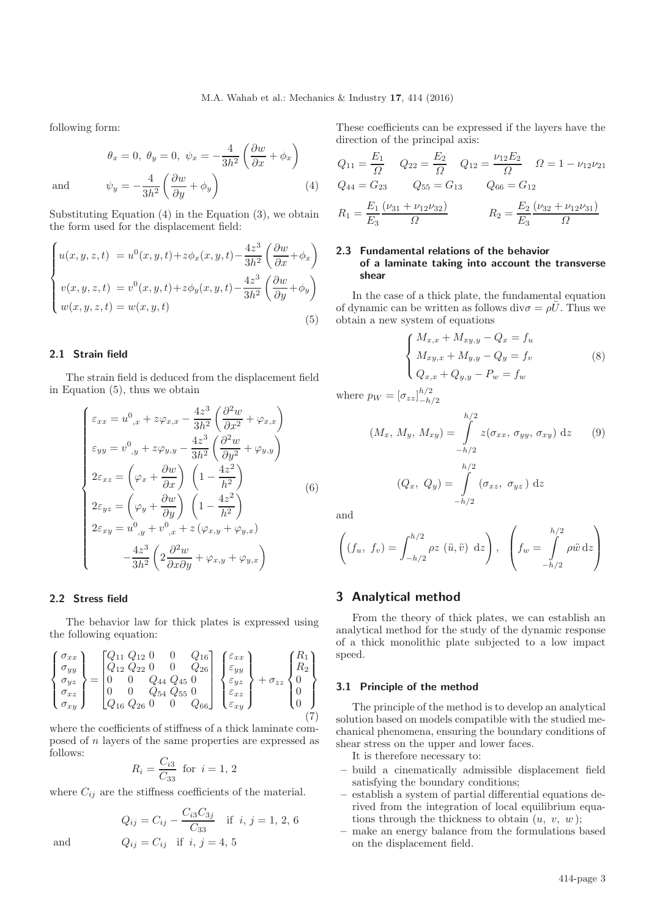following form:

$$\theta_x = 0,\ \theta_y = 0,\ \psi_x = -\frac{4}{3h^2}\left(\frac{\partial w}{\partial x} + \phi_x\right)$$

and

$$\psi_y = -\frac{4}{3h^2}\left(\frac{\partial w}{\partial y} + \phi_y\right) \tag{4}$$

Substituting Equation (4) in the Equation (3), we obtain the form used for the displacement field:

$$\begin{cases} u(x,y,z,t) = u^0(x,y,t) + z\phi_x(x,y,t) - \dfrac{4z^3}{3h^2}\left(\dfrac{\partial w}{\partial x} + \phi_x\right) \\ v(x,y,z,t) = v^0(x,y,t) + z\phi_y(x,y,t) - \dfrac{4z^3}{3h^2}\left(\dfrac{\partial w}{\partial y} + \phi_y\right) \\ w(x,y,z,t) = w(x,y,t) \end{cases} \tag{5}$$

### 2.1 Strain field

The strain field is deduced from the displacement field in Equation (5), thus we obtain

$$\begin{cases} \varepsilon_{xx} = u^0_{,x} + z\varphi_{x,x} - \dfrac{4z^3}{3h^2}\left(\dfrac{\partial^2 w}{\partial x^2} + \varphi_{x,x}\right) \\ \varepsilon_{yy} = v^0_{,y} + z\varphi_{y,y} - \dfrac{4z^3}{3h^2}\left(\dfrac{\partial^2 w}{\partial y^2} + \varphi_{y,y}\right) \\ 2\varepsilon_{xz} = \left(\varphi_x + \dfrac{\partial w}{\partial x}\right)\ \left(1 - \dfrac{4z^2}{h^2}\right) \\ 2\varepsilon_{yz} = \left(\varphi_y + \dfrac{\partial w}{\partial y}\right)\ \left(1 - \dfrac{4z^2}{h^2}\right) \\ 2\varepsilon_{xy} = u^0_{,y} + v^0_{,x} + z\left(\varphi_{x,y} + \varphi_{y,x}\right) \\ \qquad - \dfrac{4z^3}{3h^2}\left(2\dfrac{\partial^2 w}{\partial x \partial y} + \varphi_{x,y} + \varphi_{y,x}\right) \end{cases} \tag{6}$$

### 2.2 Stress field

The behavior law for thick plates is expressed using the following equation:

$$\begin{Bmatrix} \sigma_{xx} \\ \sigma_{yy} \\ \sigma_{yz} \\ \sigma_{xz} \\ \sigma_{xy} \end{Bmatrix} = \begin{bmatrix} Q_{11} & Q_{12} & 0 & 0 & Q_{16} \\ Q_{12} & Q_{22} & 0 & 0 & Q_{26} \\ 0 & 0 & Q_{44} & Q_{45} & 0 \\ 0 & 0 & Q_{54} & Q_{55} & 0 \\ Q_{16} & Q_{26} & 0 & 0 & Q_{66} \end{bmatrix} \begin{Bmatrix} \varepsilon_{xx} \\ \varepsilon_{yy} \\ \varepsilon_{yz} \\ \varepsilon_{xz} \\ \varepsilon_{xy} \end{Bmatrix} + \sigma_{zz} \begin{Bmatrix} R_1 \\ R_2 \\ 0 \\ 0 \\ 0 \end{Bmatrix} \tag{7}$$

where the coefficients of stiffness of a thick laminate composed of $n$ layers of the same properties are expressed as follows:

$$R_i = \frac{C_{i3}}{C_{33}} \text{ for } i = 1,\ 2$$

where $C_{ij}$ are the stiffness coefficients of the material.

$$Q_{ij} = C_{ij} - \frac{C_{i3}C_{3j}}{C_{33}} \quad \text{if } i,\ j = 1,\ 2,\ 6$$

and

$$Q_{ij} = C_{ij} \quad \text{if } i,\ j = 4,\ 5$$

These coefficients can be expressed if the layers have the direction of the principal axis:

$$Q_{11} = \frac{E_1}{\Omega} \quad Q_{22} = \frac{E_2}{\Omega} \quad Q_{12} = \frac{\nu_{12}E_2}{\Omega} \quad \Omega = 1 - \nu_{12}\nu_{21}$$

$$Q_{44} = G_{23} \qquad Q_{55} = G_{13} \qquad Q_{66} = G_{12}$$

$$R_1 = \frac{E_1}{E_3}\frac{(\nu_{31} + \nu_{12}\nu_{32})}{\Omega} \qquad R_2 = \frac{E_2}{E_3}\frac{(\nu_{32} + \nu_{12}\nu_{31})}{\Omega}$$

### 2.3 Fundamental relations of the behavior of a laminate taking into account the transverse shear

In the case of a thick plate, the fundamental equation of dynamic can be written as follows $\text{div}\sigma = \rho\ddot{U}$. Thus we obtain a new system of equations

$$\begin{cases} M_{x,x} + M_{xy,y} - Q_x = f_u \\ M_{xy,x} + M_{y,y} - Q_y = f_v \\ Q_{x,x} + Q_{y,y} - P_w = f_w \end{cases} \tag{8}$$

where $p_W = [\sigma_{zz}]_{-h/2}^{h/2}$

$$(M_x,\ M_y,\ M_{xy}) = \int_{-h/2}^{h/2} z(\sigma_{xx},\ \sigma_{yy},\ \sigma_{xy})\ \mathrm{d}z \tag{9}$$

$$(Q_x,\ Q_y) = \int_{-h/2}^{h/2} (\sigma_{xz},\ \sigma_{yz})\ \mathrm{d}z$$

and

$$\left((f_u,\ f_v) = \int_{-h/2}^{h/2} \rho z\ (\ddot{u}, \ddot{v})\ \mathrm{d}z\right), \quad \left(f_w = \int_{-h/2}^{h/2} \rho \ddot{w}\,\mathrm{d}z\right)$$

## 3 Analytical method

From the theory of thick plates, we can establish an analytical method for the study of the dynamic response of a thick monolithic plate subjected to a low impact speed.

### 3.1 Principle of the method

The principle of the method is to develop an analytical solution based on models compatible with the studied mechanical phenomena, ensuring the boundary conditions of shear stress on the upper and lower faces.

It is therefore necessary to:

- build a cinematically admissible displacement field satisfying the boundary conditions;
- establish a system of partial differential equations derived from the integration of local equilibrium equations through the thickness to obtain $(u,\ v,\ w)$;
- make an energy balance from the formulations based on the displacement field.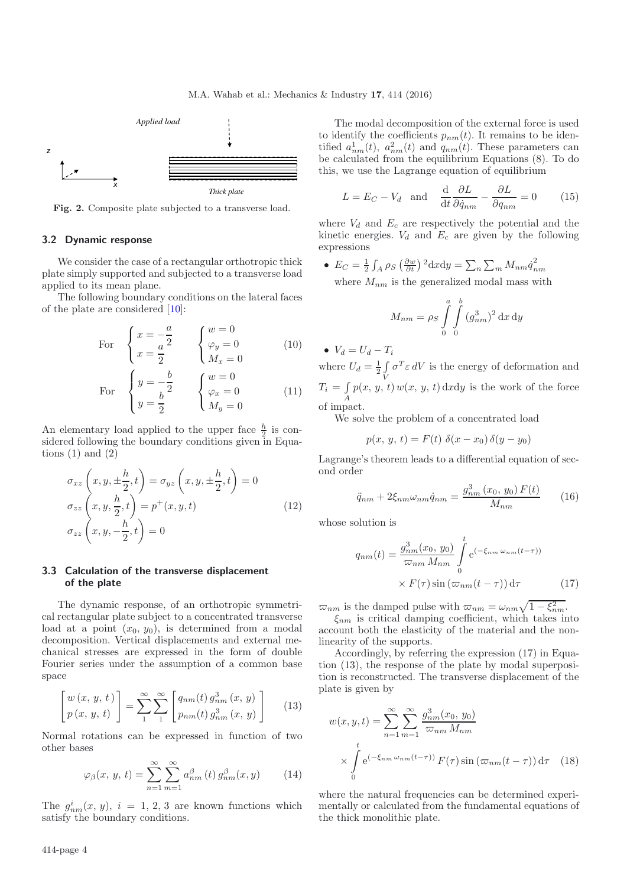Applied load

Thick plate

**Fig. 2.** Composite plate subjected to a transverse load.

### 3.2 Dynamic response

We consider the case of a rectangular orthotropic thick plate simply supported and subjected to a transverse load applied to its mean plane.

The following boundary conditions on the lateral faces of the plate are considered [10]:

$$\text{For} \quad \begin{cases} x = -\dfrac{a}{2} \\ x = \dfrac{a}{2} \end{cases} \quad \begin{cases} w = 0 \\ \varphi_y = 0 \\ M_x = 0 \end{cases} \tag{10}$$

$$\text{For} \quad \begin{cases} y = -\dfrac{b}{2} \\ y = \dfrac{b}{2} \end{cases} \quad \begin{cases} w = 0 \\ \varphi_x = 0 \\ M_y = 0 \end{cases} \tag{11}$$

An elementary load applied to the upper face $\frac{h}{2}$ is considered following the boundary conditions given in Equations (1) and (2)

$$\begin{aligned} &\sigma_{xz}\left(x, y, \pm\frac{h}{2}, t\right) = \sigma_{yz}\left(x, y, \pm\frac{h}{2}, t\right) = 0 \\ &\sigma_{zz}\left(x, y, \frac{h}{2}, t\right) = p^{+}(x, y, t) \\ &\sigma_{zz}\left(x, y, -\frac{h}{2}, t\right) = 0 \end{aligned} \tag{12}$$

### 3.3 Calculation of the transverse displacement of the plate

The dynamic response, of an orthotropic symmetrical rectangular plate subject to a concentrated transverse load at a point $(x_0, y_0)$, is determined from a modal decomposition. Vertical displacements and external mechanical stresses are expressed in the form of double Fourier series under the assumption of a common base space

$$\begin{bmatrix} w(x, y, t) \\ p(x, y, t) \end{bmatrix} = \sum_{1}^{\infty} \sum_{1}^{\infty} \begin{bmatrix} q_{nm}(t)\, g_{nm}^{3}(x, y) \\ p_{nm}(t)\, g_{nm}^{3}(x, y) \end{bmatrix} \tag{13}$$

Normal rotations can be expressed in function of two other bases

$$\varphi_{\beta}(x, y, t) = \sum_{n=1}^{\infty} \sum_{m=1}^{\infty} a_{nm}^{\beta}(t)\, g_{nm}^{\beta}(x, y) \tag{14}$$

The $g_{nm}^{i}(x, y)$, $i = 1, 2, 3$ are known functions which satisfy the boundary conditions.

The modal decomposition of the external force is used to identify the coefficients $p_{nm}(t)$. It remains to be identified $a_{nm}^{1}(t)$, $a_{nm}^{2}(t)$ and $q_{nm}(t)$. These parameters can be calculated from the equilibrium Equations (8). To do this, we use the Lagrange equation of equilibrium

$$L = E_C - V_d \quad \text{and} \quad \frac{\mathrm{d}}{\mathrm{d}t}\frac{\partial L}{\partial \dot{q}_{nm}} - \frac{\partial L}{\partial q_{nm}} = 0 \tag{15}$$

where $V_d$ and $E_c$ are respectively the potential and the kinetic energies. $V_d$ and $E_c$ are given by the following expressions

- $E_C = \frac{1}{2}\int_A \rho_S \left(\frac{\partial w}{\partial t}\right)^2 \mathrm{d}x\mathrm{d}y = \sum_n \sum_m M_{nm} \dot{q}_{nm}^2$
  where $M_{nm}$ is the generalized modal mass with
  $$M_{nm} = \rho_S \int_0^a \int_0^b (g_{nm}^{3})^2 \,\mathrm{d}x\,\mathrm{d}y$$
- $V_d = U_d - T_i$

where $U_d = \frac{1}{2}\int_V \sigma^T \varepsilon \, dV$ is the energy of deformation and $T_i = \int_A p(x, y, t)\, w(x, y, t)\,\mathrm{d}x\mathrm{d}y$ is the work of the force of impact.

We solve the problem of a concentrated load

$$p(x, y, t) = F(t)\, \delta(x - x_0)\, \delta(y - y_0)$$

Lagrange's theorem leads to a differential equation of second order

$$\ddot{q}_{nm} + 2\xi_{nm}\omega_{nm}\dot{q}_{nm} = \frac{g_{nm}^{3}(x_0, y_0)\, F(t)}{M_{nm}} \tag{16}$$

whose solution is

$$q_{nm}(t) = \frac{g_{nm}^{3}(x_0, y_0)}{\varpi_{nm}\, M_{nm}} \int_0^t \mathrm{e}^{(-\xi_{nm}\,\omega_{nm}(t-\tau))} \times F(\tau) \sin\left(\varpi_{nm}(t-\tau)\right) \mathrm{d}\tau \tag{17}$$

$\varpi_{nm}$ is the damped pulse with $\varpi_{nm} = \omega_{nm}\sqrt{1 - \xi_{nm}^2}$.

$\xi_{nm}$ is critical damping coefficient, which takes into account both the elasticity of the material and the nonlinearity of the supports.

Accordingly, by referring the expression (17) in Equation (13), the response of the plate by modal superposition is reconstructed. The transverse displacement of the plate is given by

$$w(x, y, t) = \sum_{n=1}^{\infty} \sum_{m=1}^{\infty} \frac{g_{nm}^{3}(x_0, y_0)}{\varpi_{nm}\, M_{nm}} \times \int_0^t \mathrm{e}^{(-\xi_{nm}\,\omega_{nm}(t-\tau))}\, F(\tau) \sin\left(\varpi_{nm}(t-\tau)\right) \mathrm{d}\tau \tag{18}$$

where the natural frequencies can be determined experimentally or calculated from the fundamental equations of the thick monolithic plate.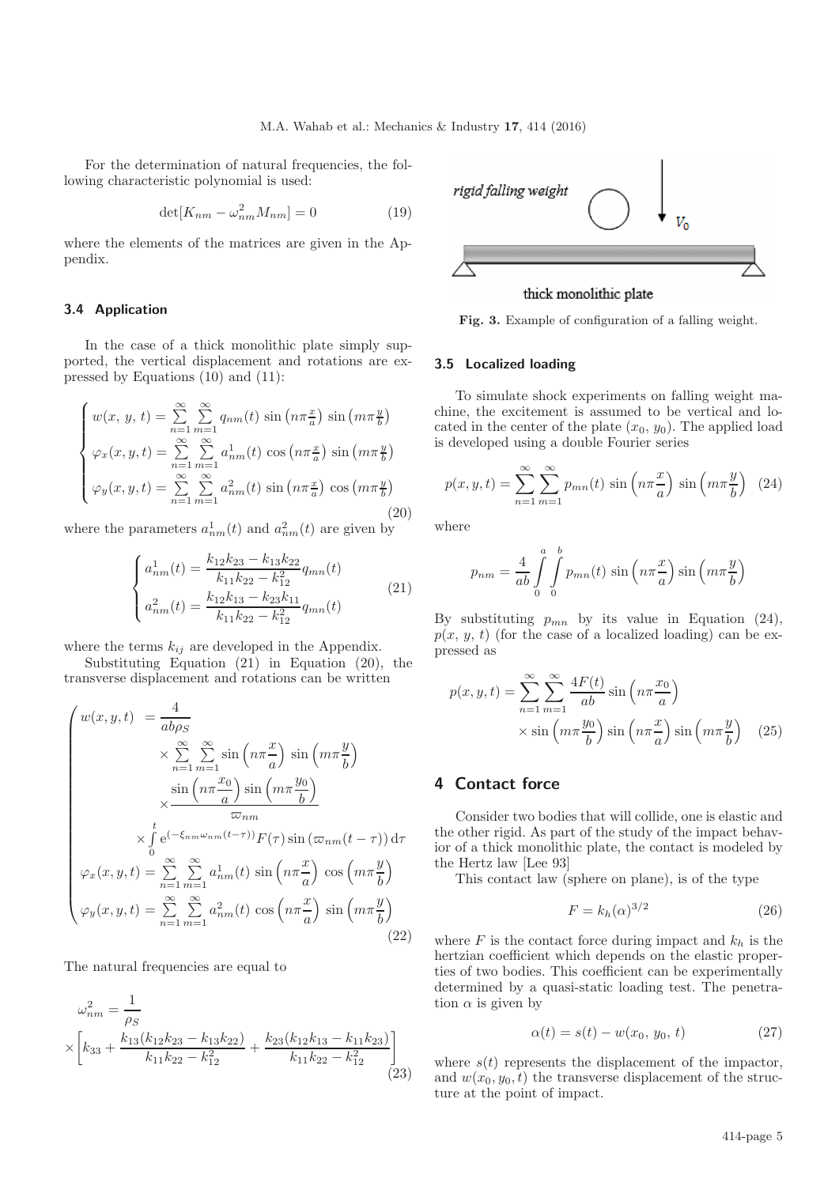For the determination of natural frequencies, the following characteristic polynomial is used:

$$\det[K_{nm} - \omega_{nm}^2 M_{nm}] = 0 \tag{19}$$

where the elements of the matrices are given in the Appendix.

### 3.4 Application

In the case of a thick monolithic plate simply supported, the vertical displacement and rotations are expressed by Equations (10) and (11):

$$\begin{cases} w(x,\, y,\, t) = \sum\limits_{n=1}^{\infty}\sum\limits_{m=1}^{\infty} q_{nm}(t)\,\sin\left(n\pi\frac{x}{a}\right)\,\sin\left(m\pi\frac{y}{b}\right) \\ \varphi_x(x,y,t) = \sum\limits_{n=1}^{\infty}\sum\limits_{m=1}^{\infty} a_{nm}^1(t)\,\cos\left(n\pi\frac{x}{a}\right)\,\sin\left(m\pi\frac{y}{b}\right) \\ \varphi_y(x,y,t) = \sum\limits_{n=1}^{\infty}\sum\limits_{m=1}^{\infty} a_{nm}^2(t)\,\sin\left(n\pi\frac{x}{a}\right)\,\cos\left(m\pi\frac{y}{b}\right) \end{cases} \tag{20}$$

where the parameters $a_{nm}^1(t)$ and $a_{nm}^2(t)$ are given by

$$\begin{cases} a_{nm}^1(t) = \dfrac{k_{12}k_{23} - k_{13}k_{22}}{k_{11}k_{22} - k_{12}^2} q_{mn}(t) \\ a_{nm}^2(t) = \dfrac{k_{12}k_{13} - k_{23}k_{11}}{k_{11}k_{22} - k_{12}^2} q_{mn}(t) \end{cases} \tag{21}$$

where the terms $k_{ij}$ are developed in the Appendix.

Substituting Equation (21) in Equation (20), the transverse displacement and rotations can be written

$$\begin{cases} w(x,y,t) \;= \dfrac{4}{ab\rho_S} \\ \qquad \times \sum\limits_{n=1}^{\infty}\sum\limits_{m=1}^{\infty} \sin\left(n\pi\dfrac{x}{a}\right)\,\sin\left(m\pi\dfrac{y}{b}\right) \\ \qquad \times \dfrac{\sin\left(n\pi\frac{x_0}{a}\right)\sin\left(m\pi\frac{y_0}{b}\right)}{\varpi_{nm}} \\ \qquad \times \int\limits_0^t \mathrm{e}^{(-\xi_{nm}\omega_{nm}(t-\tau))} F(\tau)\sin\left(\varpi_{nm}(t-\tau)\right)\mathrm{d}\tau \\ \varphi_x(x,y,t) = \sum\limits_{n=1}^{\infty}\sum\limits_{m=1}^{\infty} a_{nm}^1(t)\,\sin\left(n\pi\dfrac{x}{a}\right)\,\cos\left(m\pi\dfrac{y}{b}\right) \\ \varphi_y(x,y,t) = \sum\limits_{n=1}^{\infty}\sum\limits_{m=1}^{\infty} a_{nm}^2(t)\,\cos\left(n\pi\dfrac{x}{a}\right)\,\sin\left(m\pi\dfrac{y}{b}\right) \end{cases} \tag{22}$$

The natural frequencies are equal to

$$\omega_{nm}^2 = \frac{1}{\rho_S} \times \left[k_{33} + \frac{k_{13}(k_{12}k_{23} - k_{13}k_{22})}{k_{11}k_{22} - k_{12}^2} + \frac{k_{23}(k_{12}k_{13} - k_{11}k_{23})}{k_{11}k_{22} - k_{12}^2}\right] \tag{23}$$

Fig. 3. Example of configuration of a falling weight.

### 3.5 Localized loading

To simulate shock experiments on falling weight machine, the excitement is assumed to be vertical and located in the center of the plate $(x_0,\, y_0)$. The applied load is developed using a double Fourier series

$$p(x,y,t) = \sum_{n=1}^{\infty}\sum_{m=1}^{\infty} p_{mn}(t)\,\sin\left(n\pi\frac{x}{a}\right)\,\sin\left(m\pi\frac{y}{b}\right) \tag{24}$$

where

$$p_{nm} = \frac{4}{ab}\int\limits_0^a\int\limits_0^b p_{mn}(t)\,\sin\left(n\pi\frac{x}{a}\right)\sin\left(m\pi\frac{y}{b}\right)$$

By substituting $p_{mn}$ by its value in Equation (24), $p(x,\, y,\, t)$ (for the case of a localized loading) can be expressed as

$$p(x,y,t) = \sum_{n=1}^{\infty}\sum_{m=1}^{\infty} \frac{4F(t)}{ab}\sin\left(n\pi\frac{x_0}{a}\right) \times \sin\left(m\pi\frac{y_0}{b}\right)\sin\left(n\pi\frac{x}{a}\right)\sin\left(m\pi\frac{y}{b}\right) \tag{25}$$

## 4 Contact force

Consider two bodies that will collide, one is elastic and the other rigid. As part of the study of the impact behavior of a thick monolithic plate, the contact is modeled by the Hertz law [Lee 93]

This contact law (sphere on plane), is of the type

$$F = k_h(\alpha)^{3/2} \tag{26}$$

where $F$ is the contact force during impact and $k_h$ is the hertzian coefficient which depends on the elastic properties of two bodies. This coefficient can be experimentally determined by a quasi-static loading test. The penetration $\alpha$ is given by

$$\alpha(t) = s(t) - w(x_0,\, y_0,\, t) \tag{27}$$

where $s(t)$ represents the displacement of the impactor, and $w(x_0, y_0, t)$ the transverse displacement of the structure at the point of impact.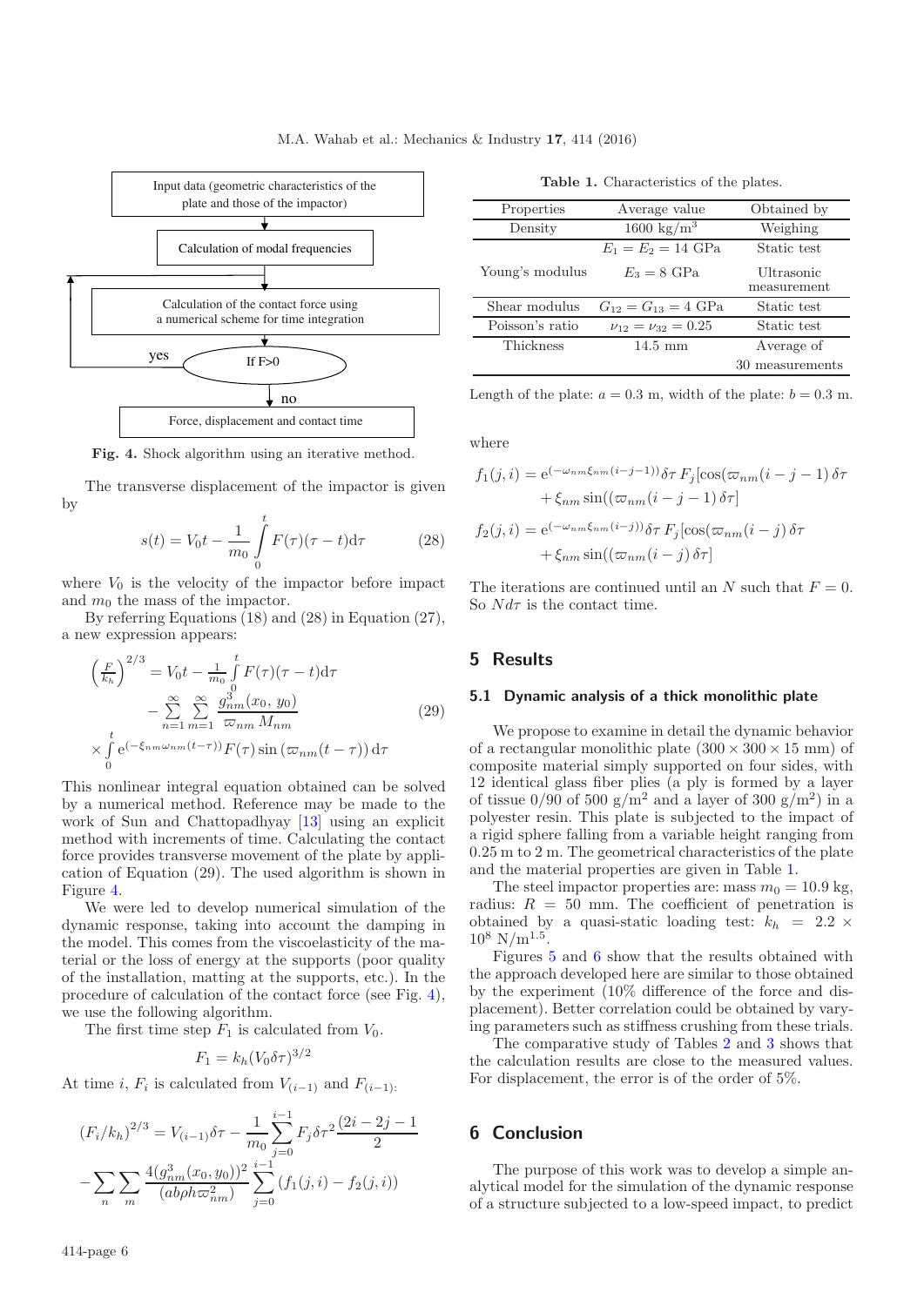Input data (geometric characteristics of the plate and those of the impactor)

Calculation of modal frequencies

Calculation of the contact force using a numerical scheme for time integration

If F>0 — yes / no

Force, displacement and contact time

**Fig. 4.** Shock algorithm using an iterative method.

The transverse displacement of the impactor is given by

$$s(t) = V_0 t - \frac{1}{m_0}\int_0^t F(\tau)(\tau - t)\mathrm{d}\tau \tag{28}$$

where $V_0$ is the velocity of the impactor before impact and $m_0$ the mass of the impactor.

By referring Equations (18) and (28) in Equation (27), a new expression appears:

$$\begin{aligned}\left(\tfrac{F}{k_h}\right)^{2/3} &= V_0 t - \tfrac{1}{m_0}\int_0^t F(\tau)(\tau - t)\mathrm{d}\tau \\ &\quad - \sum_{n=1}^{\infty}\sum_{m=1}^{\infty}\frac{g_{nm}^3(x_0,\, y_0)}{\varpi_{nm}\, M_{nm}} \\ &\quad \times \int_0^t \mathrm{e}^{(-\xi_{nm}\omega_{nm}(t-\tau))}F(\tau)\sin\left(\varpi_{nm}(t-\tau)\right)\mathrm{d}\tau\end{aligned} \tag{29}$$

This nonlinear integral equation obtained can be solved by a numerical method. Reference may be made to the work of Sun and Chattopadhyay [13] using an explicit method with increments of time. Calculating the contact force provides transverse movement of the plate by application of Equation (29). The used algorithm is shown in Figure 4.

We were led to develop numerical simulation of the dynamic response, taking into account the damping in the model. This comes from the viscoelasticity of the material or the loss of energy at the supports (poor quality of the installation, matting at the supports, etc.). In the procedure of calculation of the contact force (see Fig. 4), we use the following algorithm.

The first time step $F_1$ is calculated from $V_0$.

$$F_1 = k_h(V_0\delta\tau)^{3/2}$$

At time $i$, $F_i$ is calculated from $V_{(i-1)}$ and $F_{(i-1)}$:

$$\begin{aligned}(F_i/k_h)^{2/3} &= V_{(i-1)}\delta\tau - \frac{1}{m_0}\sum_{j=0}^{i-1}F_j\delta\tau^2\frac{(2i-2j-1}{2} \\ &\quad -\sum_n\sum_m\frac{4(g_{nm}^3(x_0,y_0))^2}{(ab\rho h\varpi_{nm}^2)}\sum_{j=0}^{i-1}(f_1(j,i) - f_2(j,i))\end{aligned}$$

**Table 1.** Characteristics of the plates.

| Properties | Average value | Obtained by |
|---|---|---|
| Density | 1600 kg/m$^3$ | Weighing |
| Young's modulus | $E_1 = E_2 = 14$ GPa | Static test |
| | $E_3 = 8$ GPa | Ultrasonic measurement |
| Shear modulus | $G_{12} = G_{13} = 4$ GPa | Static test |
| Poisson's ratio | $\nu_{12} = \nu_{32} = 0.25$ | Static test |
| Thickness | 14.5 mm | Average of 30 measurements |

Length of the plate: $a = 0.3$ m, width of the plate: $b = 0.3$ m.

where

$$\begin{aligned}f_1(j,i) &= \mathrm{e}^{(-\omega_{nm}\xi_{nm}(i-j-1))}\delta\tau\, F_j[\cos(\varpi_{nm}(i-j-1)\,\delta\tau \\ &\quad + \xi_{nm}\sin((\varpi_{nm}(i-j-1)\,\delta\tau]\\ f_2(j,i) &= \mathrm{e}^{(-\omega_{nm}\xi_{nm}(i-j))}\delta\tau\, F_j[\cos(\varpi_{nm}(i-j)\,\delta\tau \\ &\quad + \xi_{nm}\sin((\varpi_{nm}(i-j)\,\delta\tau]\end{aligned}$$

The iterations are continued until an $N$ such that $F = 0$. So $Nd\tau$ is the contact time.

## 5 Results

### 5.1 Dynamic analysis of a thick monolithic plate

We propose to examine in detail the dynamic behavior of a rectangular monolithic plate ($300 \times 300 \times 15$ mm) of composite material simply supported on four sides, with 12 identical glass fiber plies (a ply is formed by a layer of tissue 0/90 of 500 g/m$^2$ and a layer of 300 g/m$^2$) in a polyester resin. This plate is subjected to the impact of a rigid sphere falling from a variable height ranging from 0.25 m to 2 m. The geometrical characteristics of the plate and the material properties are given in Table 1.

The steel impactor properties are: mass $m_0 = 10.9$ kg, radius: $R = 50$ mm. The coefficient of penetration is obtained by a quasi-static loading test: $k_h = 2.2 \times 10^8$ N/m$^{1.5}$.

Figures 5 and 6 show that the results obtained with the approach developed here are similar to those obtained by the experiment (10% difference of the force and displacement). Better correlation could be obtained by varying parameters such as stiffness crushing from these trials.

The comparative study of Tables 2 and 3 shows that the calculation results are close to the measured values. For displacement, the error is of the order of 5%.

## 6 Conclusion

The purpose of this work was to develop a simple analytical model for the simulation of the dynamic response of a structure subjected to a low-speed impact, to predict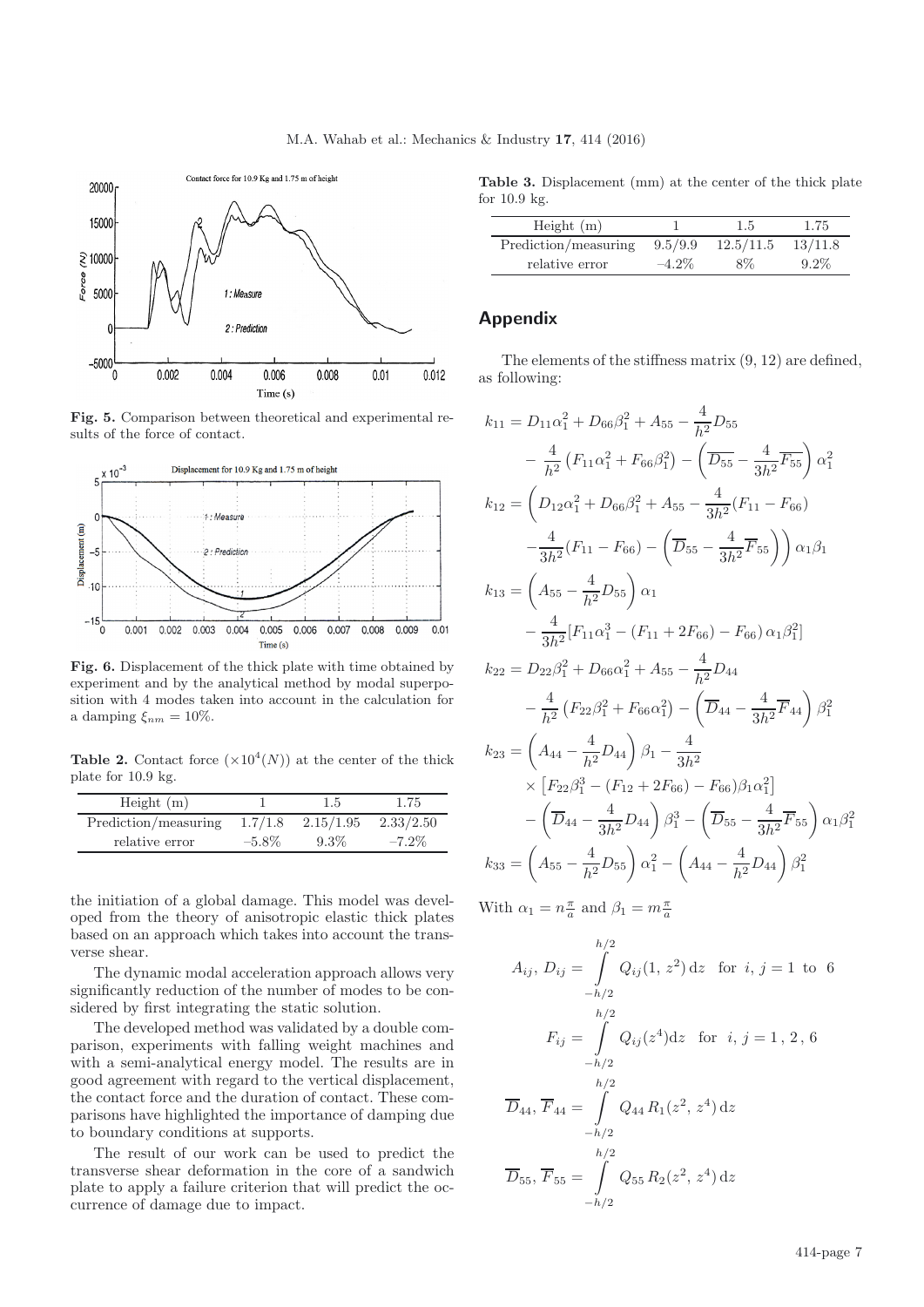Fig. 5. Comparison between theoretical and experimental results of the force of contact.

Fig. 6. Displacement of the thick plate with time obtained by experiment and by the analytical method by modal superposition with 4 modes taken into account in the calculation for a damping $\xi_{nm} = 10\%$.

**Table 2.** Contact force ($\times 10^4(N)$) at the center of the thick plate for 10.9 kg.

| Height (m) | 1 | 1.5 | 1.75 |
|---|---|---|---|
| Prediction/measuring | 1.7/1.8 | 2.15/1.95 | 2.33/2.50 |
| relative error | −5.8% | 9.3% | −7.2% |

the initiation of a global damage. This model was developed from the theory of anisotropic elastic thick plates based on an approach which takes into account the transverse shear.

The dynamic modal acceleration approach allows very significantly reduction of the number of modes to be considered by first integrating the static solution.

The developed method was validated by a double comparison, experiments with falling weight machines and with a semi-analytical energy model. The results are in good agreement with regard to the vertical displacement, the contact force and the duration of contact. These comparisons have highlighted the importance of damping due to boundary conditions at supports.

The result of our work can be used to predict the transverse shear deformation in the core of a sandwich plate to apply a failure criterion that will predict the occurrence of damage due to impact.

**Table 3.** Displacement (mm) at the center of the thick plate for 10.9 kg.

| Height (m) | 1 | 1.5 | 1.75 |
|---|---|---|---|
| Prediction/measuring | 9.5/9.9 | 12.5/11.5 | 13/11.8 |
| relative error | −4.2% | 8% | 9.2% |

## Appendix

The elements of the stiffness matrix (9, 12) are defined, as following:

$$k_{11} = D_{11}\alpha_1^2 + D_{66}\beta_1^2 + A_{55} - \frac{4}{h^2}D_{55} - \frac{4}{h^2}\left(F_{11}\alpha_1^2 + F_{66}\beta_1^2\right) - \left(\overline{D_{55}} - \frac{4}{3h^2}\overline{F_{55}}\right)\alpha_1^2$$

$$k_{12} = \left(D_{12}\alpha_1^2 + D_{66}\beta_1^2 + A_{55} - \frac{4}{3h^2}(F_{11} - F_{66}) - \frac{4}{3h^2}(F_{11} - F_{66}) - \left(\overline{D}_{55} - \frac{4}{3h^2}\overline{F}_{55}\right)\right)\alpha_1\beta_1$$

$$k_{13} = \left(A_{55} - \frac{4}{h^2}D_{55}\right)\alpha_1 - \frac{4}{3h^2}[F_{11}\alpha_1^3 - (F_{11} + 2F_{66}) - F_{66})\,\alpha_1\beta_1^2]$$

$$k_{22} = D_{22}\beta_1^2 + D_{66}\alpha_1^2 + A_{55} - \frac{4}{h^2}D_{44} - \frac{4}{h^2}\left(F_{22}\beta_1^2 + F_{66}\alpha_1^2\right) - \left(\overline{D}_{44} - \frac{4}{3h^2}\overline{F}_{44}\right)\beta_1^2$$

$$k_{23} = \left(A_{44} - \frac{4}{h^2}D_{44}\right)\beta_1 - \frac{4}{3h^2} \times \left[F_{22}\beta_1^3 - (F_{12} + 2F_{66}) - F_{66})\beta_1\alpha_1^2\right] - \left(\overline{D}_{44} - \frac{4}{3h^2}D_{44}\right)\beta_1^3 - \left(\overline{D}_{55} - \frac{4}{3h^2}\overline{F}_{55}\right)\alpha_1\beta_1^2$$

$$k_{33} = \left(A_{55} - \frac{4}{h^2}D_{55}\right)\alpha_1^2 - \left(A_{44} - \frac{4}{h^2}D_{44}\right)\beta_1^2$$

With $\alpha_1 = n\frac{\pi}{a}$ and $\beta_1 = m\frac{\pi}{a}$

$$A_{ij},\, D_{ij} = \int_{-h/2}^{h/2} Q_{ij}(1,\, z^2)\,\mathrm{d}z \quad \text{for } i, j = 1 \text{ to } 6$$

$$F_{ij} = \int_{-h/2}^{h/2} Q_{ij}(z^4)\mathrm{d}z \quad \text{for } i, j = 1\,,\, 2\,,\, 6$$

$$\overline{D}_{44},\, \overline{F}_{44} = \int_{-h/2}^{h/2} Q_{44}\,R_1(z^2,\, z^4)\,\mathrm{d}z$$

$$\overline{D}_{55},\, \overline{F}_{55} = \int_{-h/2}^{h/2} Q_{55}\,R_2(z^2,\, z^4)\,\mathrm{d}z$$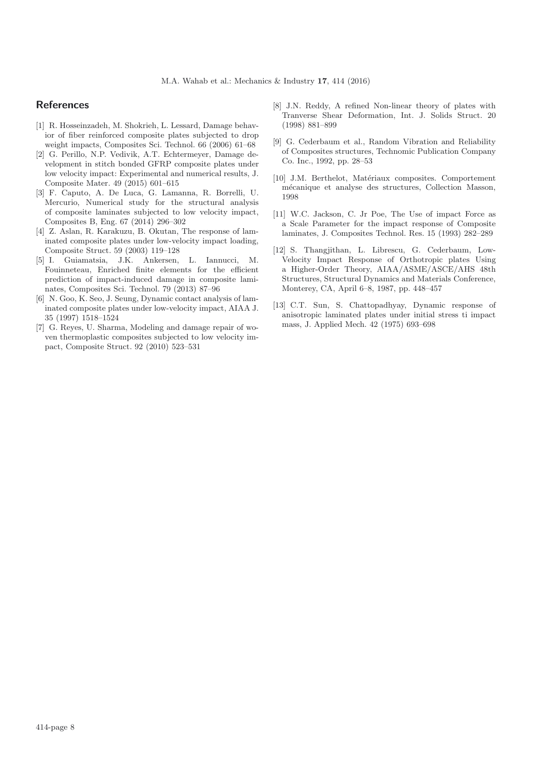## References

[1] R. Hosseinzadeh, M. Shokrieh, L. Lessard, Damage behavior of fiber reinforced composite plates subjected to drop weight impacts, Composites Sci. Technol. 66 (2006) 61–68

[2] G. Perillo, N.P. Vedivik, A.T. Echtermeyer, Damage development in stitch bonded GFRP composite plates under low velocity impact: Experimental and numerical results, J. Composite Mater. 49 (2015) 601–615

[3] F. Caputo, A. De Luca, G. Lamanna, R. Borrelli, U. Mercurio, Numerical study for the structural analysis of composite laminates subjected to low velocity impact, Composites B, Eng. 67 (2014) 296–302

[4] Z. Aslan, R. Karakuzu, B. Okutan, The response of laminated composite plates under low-velocity impact loading, Composite Struct. 59 (2003) 119–128

[5] I. Guiamatsia, J.K. Ankersen, L. Iannucci, M. Fouinneteau, Enriched finite elements for the efficient prediction of impact-induced damage in composite laminates, Composites Sci. Technol. 79 (2013) 87–96

[6] N. Goo, K. Seo, J. Seung, Dynamic contact analysis of laminated composite plates under low-velocity impact, AIAA J. 35 (1997) 1518–1524

[7] G. Reyes, U. Sharma, Modeling and damage repair of woven thermoplastic composites subjected to low velocity impact, Composite Struct. 92 (2010) 523–531

[8] J.N. Reddy, A refined Non-linear theory of plates with Tranverse Shear Deformation, Int. J. Solids Struct. 20 (1998) 881–899

[9] G. Cederbaum et al., Random Vibration and Reliability of Composites structures, Technomic Publication Company Co. Inc., 1992, pp. 28–53

[10] J.M. Berthelot, Matériaux composites. Comportement mécanique et analyse des structures, Collection Masson, 1998

[11] W.C. Jackson, C. Jr Poe, The Use of impact Force as a Scale Parameter for the impact response of Composite laminates, J. Composites Technol. Res. 15 (1993) 282–289

[12] S. Thangjithan, L. Librescu, G. Cederbaum, Low-Velocity Impact Response of Orthotropic plates Using a Higher-Order Theory, AIAA/ASME/ASCE/AHS 48th Structures, Structural Dynamics and Materials Conference, Monterey, CA, April 6–8, 1987, pp. 448–457

[13] C.T. Sun, S. Chattopadhyay, Dynamic response of anisotropic laminated plates under initial stress ti impact mass, J. Applied Mech. 42 (1975) 693–698